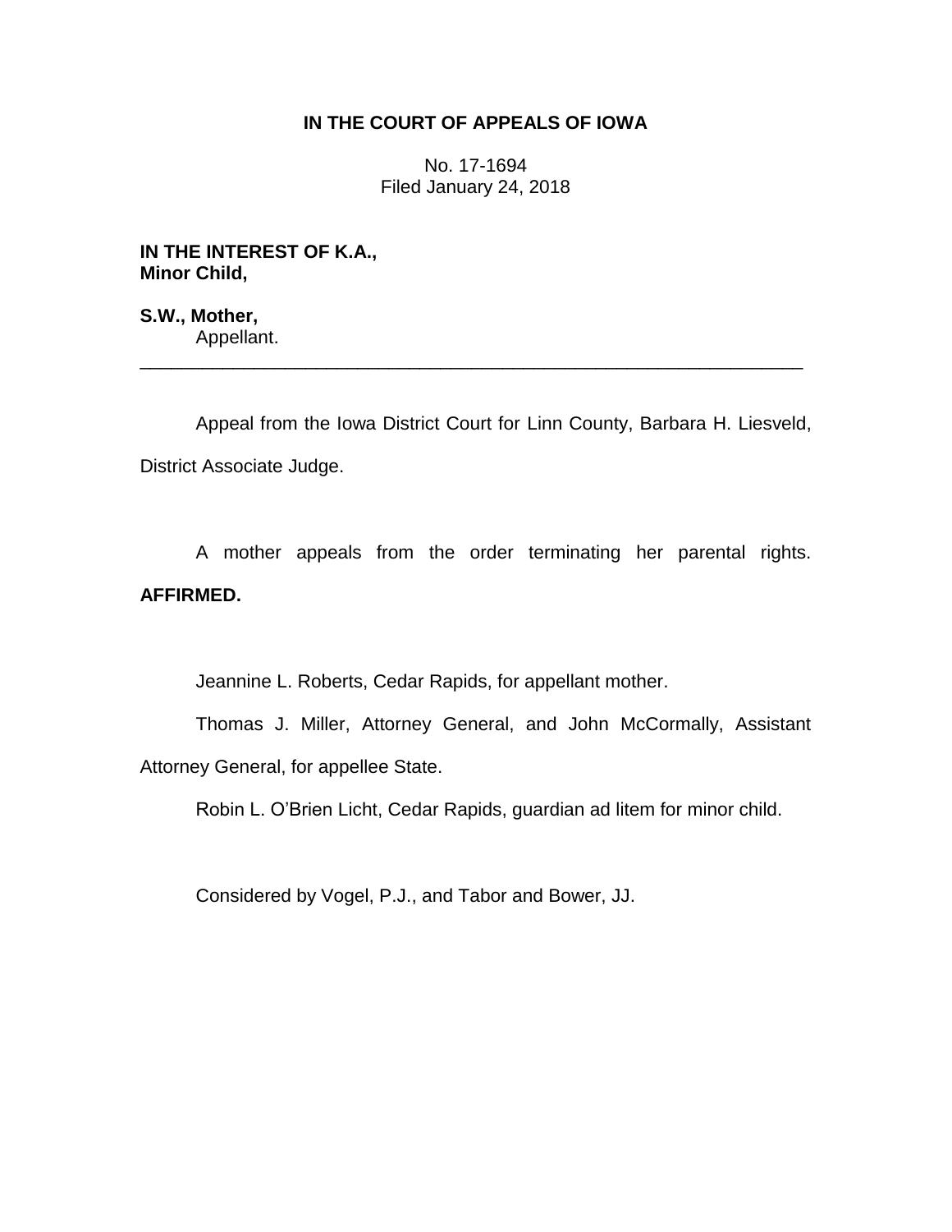**IN THE COURT OF APPEALS OF IOWA**

No. 17-1694
Filed January 24, 2018

**IN THE INTEREST OF K.A.,
Minor Child,**

**S.W., Mother,**
Appellant.

---

Appeal from the Iowa District Court for Linn County, Barbara H. Liesveld, District Associate Judge.

A mother appeals from the order terminating her parental rights. **AFFIRMED.**

Jeannine L. Roberts, Cedar Rapids, for appellant mother.

Thomas J. Miller, Attorney General, and John McCormally, Assistant Attorney General, for appellee State.

Robin L. O'Brien Licht, Cedar Rapids, guardian ad litem for minor child.

Considered by Vogel, P.J., and Tabor and Bower, JJ.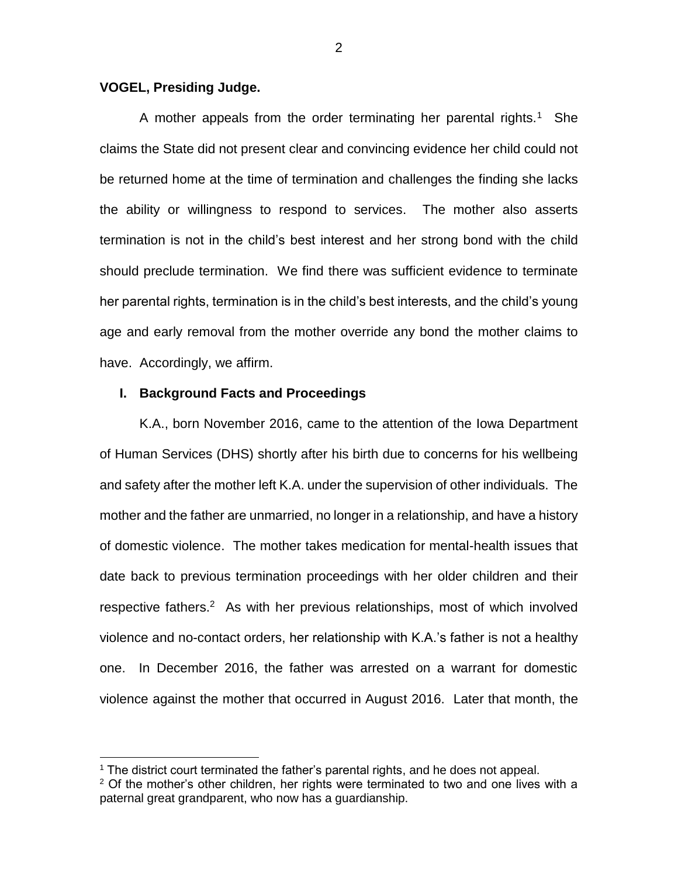**VOGEL, Presiding Judge.**

A mother appeals from the order terminating her parental rights.[1] She claims the State did not present clear and convincing evidence her child could not be returned home at the time of termination and challenges the finding she lacks the ability or willingness to respond to services. The mother also asserts termination is not in the child's best interest and her strong bond with the child should preclude termination. We find there was sufficient evidence to terminate her parental rights, termination is in the child's best interests, and the child's young age and early removal from the mother override any bond the mother claims to have. Accordingly, we affirm.

## I. Background Facts and Proceedings

K.A., born November 2016, came to the attention of the Iowa Department of Human Services (DHS) shortly after his birth due to concerns for his wellbeing and safety after the mother left K.A. under the supervision of other individuals. The mother and the father are unmarried, no longer in a relationship, and have a history of domestic violence. The mother takes medication for mental-health issues that date back to previous termination proceedings with her older children and their respective fathers.[2] As with her previous relationships, most of which involved violence and no-contact orders, her relationship with K.A.'s father is not a healthy one. In December 2016, the father was arrested on a warrant for domestic violence against the mother that occurred in August 2016. Later that month, the

---

[1] The district court terminated the father's parental rights, and he does not appeal.

[2] Of the mother's other children, her rights were terminated to two and one lives with a paternal great grandparent, who now has a guardianship.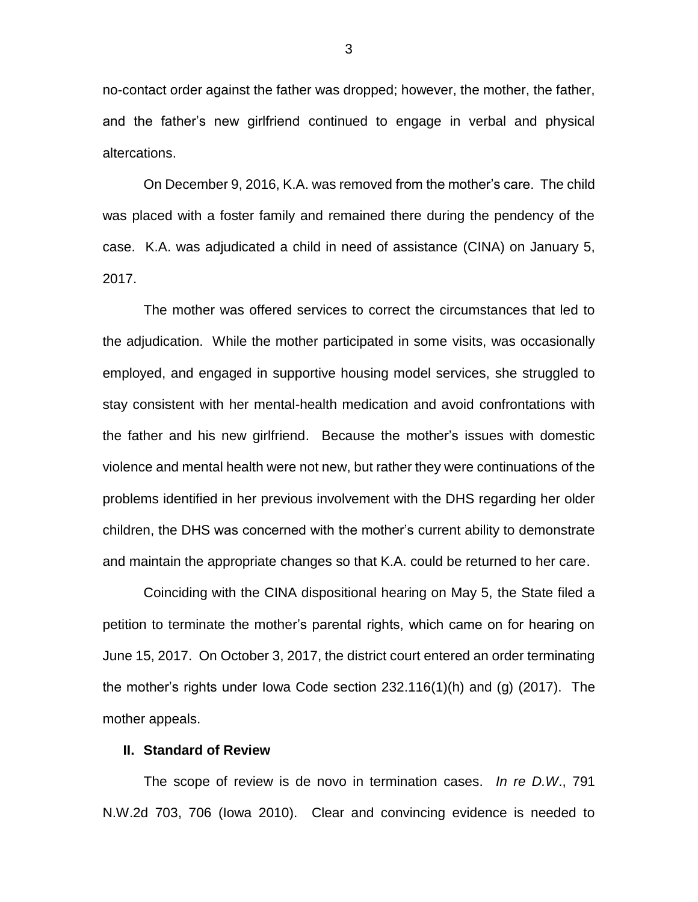no-contact order against the father was dropped; however, the mother, the father, and the father's new girlfriend continued to engage in verbal and physical altercations.

On December 9, 2016, K.A. was removed from the mother's care. The child was placed with a foster family and remained there during the pendency of the case. K.A. was adjudicated a child in need of assistance (CINA) on January 5, 2017.

The mother was offered services to correct the circumstances that led to the adjudication. While the mother participated in some visits, was occasionally employed, and engaged in supportive housing model services, she struggled to stay consistent with her mental-health medication and avoid confrontations with the father and his new girlfriend. Because the mother's issues with domestic violence and mental health were not new, but rather they were continuations of the problems identified in her previous involvement with the DHS regarding her older children, the DHS was concerned with the mother's current ability to demonstrate and maintain the appropriate changes so that K.A. could be returned to her care.

Coinciding with the CINA dispositional hearing on May 5, the State filed a petition to terminate the mother's parental rights, which came on for hearing on June 15, 2017. On October 3, 2017, the district court entered an order terminating the mother's rights under Iowa Code section 232.116(1)(h) and (g) (2017). The mother appeals.

## II. Standard of Review

The scope of review is de novo in termination cases. *In re D.W*., 791 N.W.2d 703, 706 (Iowa 2010). Clear and convincing evidence is needed to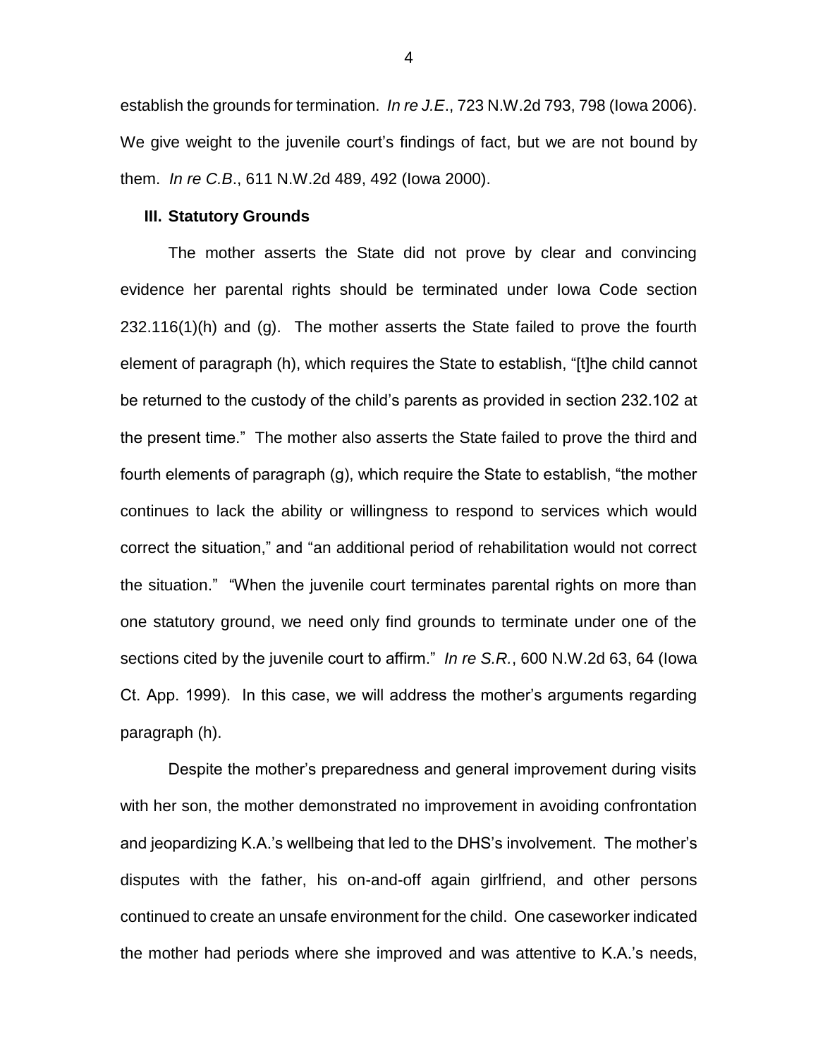establish the grounds for termination. *In re J.E*., 723 N.W.2d 793, 798 (Iowa 2006). We give weight to the juvenile court's findings of fact, but we are not bound by them. *In re C.B*., 611 N.W.2d 489, 492 (Iowa 2000).

### III. Statutory Grounds

The mother asserts the State did not prove by clear and convincing evidence her parental rights should be terminated under Iowa Code section 232.116(1)(h) and (g). The mother asserts the State failed to prove the fourth element of paragraph (h), which requires the State to establish, "[t]he child cannot be returned to the custody of the child's parents as provided in section 232.102 at the present time." The mother also asserts the State failed to prove the third and fourth elements of paragraph (g), which require the State to establish, "the mother continues to lack the ability or willingness to respond to services which would correct the situation," and "an additional period of rehabilitation would not correct the situation." "When the juvenile court terminates parental rights on more than one statutory ground, we need only find grounds to terminate under one of the sections cited by the juvenile court to affirm." *In re S.R.*, 600 N.W.2d 63, 64 (Iowa Ct. App. 1999). In this case, we will address the mother's arguments regarding paragraph (h).

Despite the mother's preparedness and general improvement during visits with her son, the mother demonstrated no improvement in avoiding confrontation and jeopardizing K.A.'s wellbeing that led to the DHS's involvement. The mother's disputes with the father, his on-and-off again girlfriend, and other persons continued to create an unsafe environment for the child. One caseworker indicated the mother had periods where she improved and was attentive to K.A.'s needs,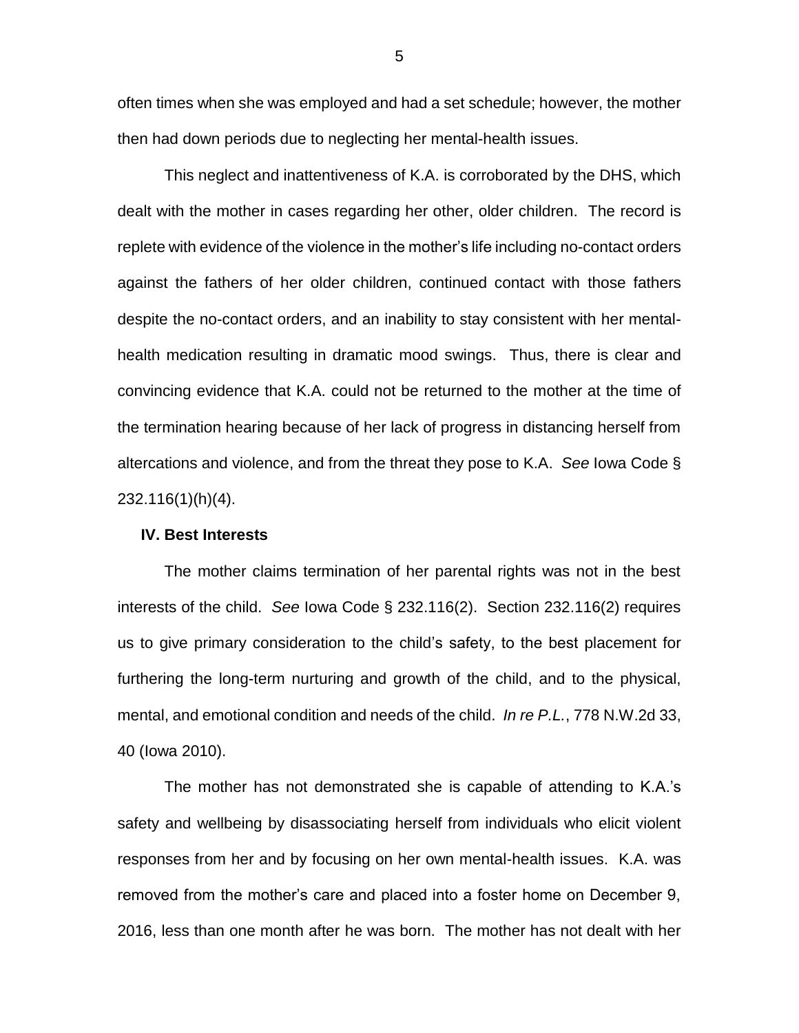often times when she was employed and had a set schedule; however, the mother then had down periods due to neglecting her mental-health issues.

This neglect and inattentiveness of K.A. is corroborated by the DHS, which dealt with the mother in cases regarding her other, older children. The record is replete with evidence of the violence in the mother's life including no-contact orders against the fathers of her older children, continued contact with those fathers despite the no-contact orders, and an inability to stay consistent with her mental-health medication resulting in dramatic mood swings. Thus, there is clear and convincing evidence that K.A. could not be returned to the mother at the time of the termination hearing because of her lack of progress in distancing herself from altercations and violence, and from the threat they pose to K.A. *See* Iowa Code § 232.116(1)(h)(4).

## IV. Best Interests

The mother claims termination of her parental rights was not in the best interests of the child. *See* Iowa Code § 232.116(2). Section 232.116(2) requires us to give primary consideration to the child's safety, to the best placement for furthering the long-term nurturing and growth of the child, and to the physical, mental, and emotional condition and needs of the child. *In re P.L.*, 778 N.W.2d 33, 40 (Iowa 2010).

The mother has not demonstrated she is capable of attending to K.A.'s safety and wellbeing by disassociating herself from individuals who elicit violent responses from her and by focusing on her own mental-health issues. K.A. was removed from the mother's care and placed into a foster home on December 9, 2016, less than one month after he was born. The mother has not dealt with her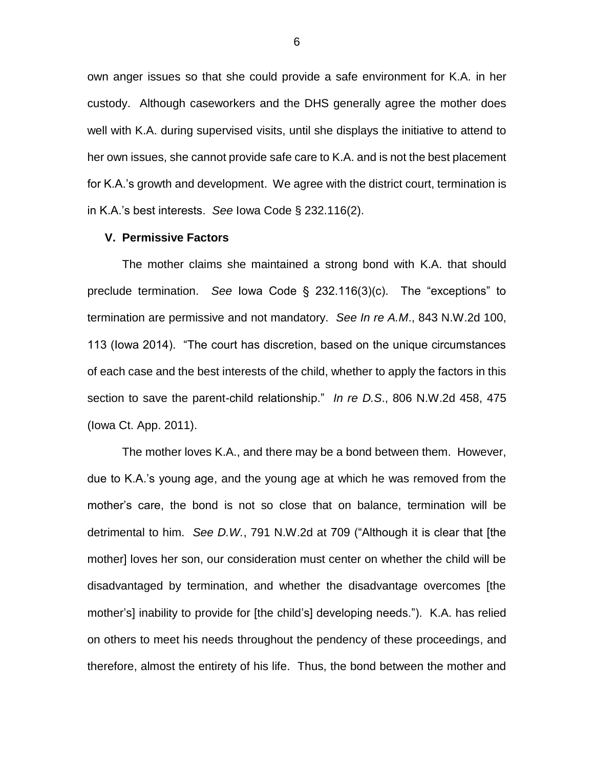own anger issues so that she could provide a safe environment for K.A. in her custody. Although caseworkers and the DHS generally agree the mother does well with K.A. during supervised visits, until she displays the initiative to attend to her own issues, she cannot provide safe care to K.A. and is not the best placement for K.A.'s growth and development. We agree with the district court, termination is in K.A.'s best interests. *See* Iowa Code § 232.116(2).

## V. Permissive Factors

The mother claims she maintained a strong bond with K.A. that should preclude termination. *See* Iowa Code § 232.116(3)(c). The "exceptions" to termination are permissive and not mandatory. *See In re A.M*., 843 N.W.2d 100, 113 (Iowa 2014). "The court has discretion, based on the unique circumstances of each case and the best interests of the child, whether to apply the factors in this section to save the parent-child relationship." *In re D.S*., 806 N.W.2d 458, 475 (Iowa Ct. App. 2011).

The mother loves K.A., and there may be a bond between them. However, due to K.A.'s young age, and the young age at which he was removed from the mother's care, the bond is not so close that on balance, termination will be detrimental to him. *See D.W.*, 791 N.W.2d at 709 ("Although it is clear that [the mother] loves her son, our consideration must center on whether the child will be disadvantaged by termination, and whether the disadvantage overcomes [the mother's] inability to provide for [the child's] developing needs."). K.A. has relied on others to meet his needs throughout the pendency of these proceedings, and therefore, almost the entirety of his life. Thus, the bond between the mother and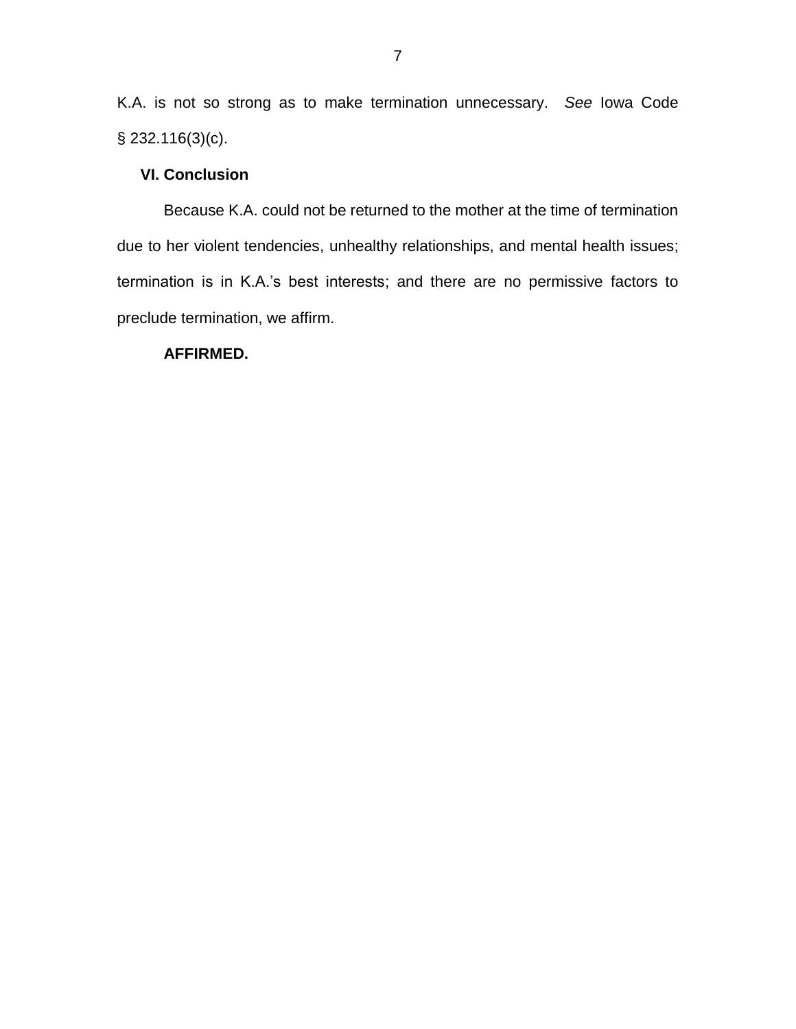K.A. is not so strong as to make termination unnecessary. *See* Iowa Code § 232.116(3)(c).

## VI. Conclusion

Because K.A. could not be returned to the mother at the time of termination due to her violent tendencies, unhealthy relationships, and mental health issues; termination is in K.A.'s best interests; and there are no permissive factors to preclude termination, we affirm.

**AFFIRMED.**